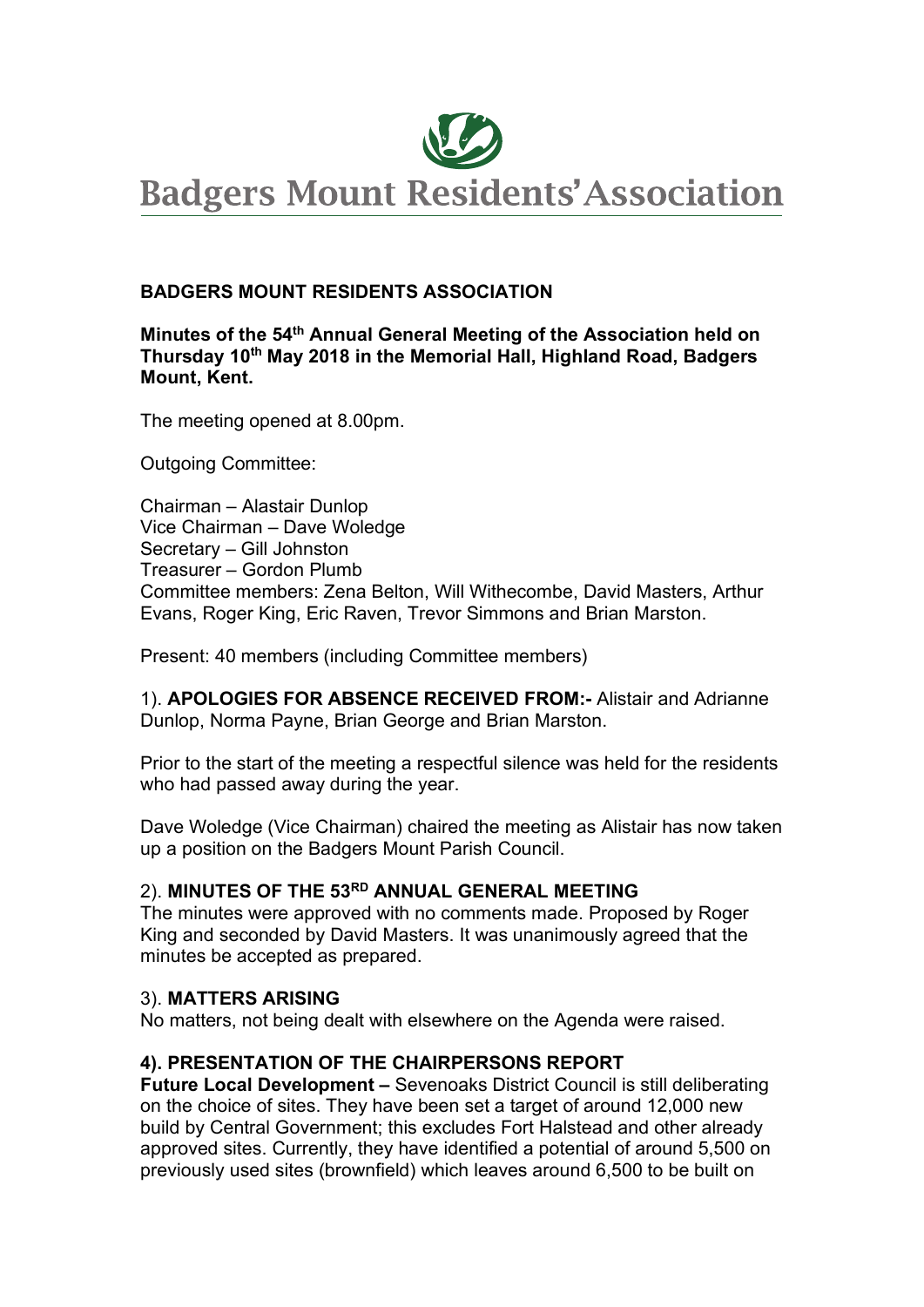# Badgers Mount Residents' Association

**BADGERS MOUNT RESIDENTS ASSOCIATION**

**Minutes of the 54th Annual General Meeting of the Association held on Thursday 10th May 2018 in the Memorial Hall, Highland Road, Badgers Mount, Kent.**

The meeting opened at 8.00pm.

Outgoing Committee:

Chairman – Alastair Dunlop
Vice Chairman – Dave Woledge
Secretary – Gill Johnston
Treasurer – Gordon Plumb
Committee members: Zena Belton, Will Withecombe, David Masters, Arthur Evans, Roger King, Eric Raven, Trevor Simmons and Brian Marston.

Present: 40 members (including Committee members)

1). **APOLOGIES FOR ABSENCE RECEIVED FROM:-** Alistair and Adrianne Dunlop, Norma Payne, Brian George and Brian Marston.

Prior to the start of the meeting a respectful silence was held for the residents who had passed away during the year.

Dave Woledge (Vice Chairman) chaired the meeting as Alistair has now taken up a position on the Badgers Mount Parish Council.

2). **MINUTES OF THE 53RD ANNUAL GENERAL MEETING**
The minutes were approved with no comments made. Proposed by Roger King and seconded by David Masters. It was unanimously agreed that the minutes be accepted as prepared.

3). **MATTERS ARISING**
No matters, not being dealt with elsewhere on the Agenda were raised.

**4). PRESENTATION OF THE CHAIRPERSONS REPORT**
**Future Local Development –** Sevenoaks District Council is still deliberating on the choice of sites. They have been set a target of around 12,000 new build by Central Government; this excludes Fort Halstead and other already approved sites. Currently, they have identified a potential of around 5,500 on previously used sites (brownfield) which leaves around 6,500 to be built on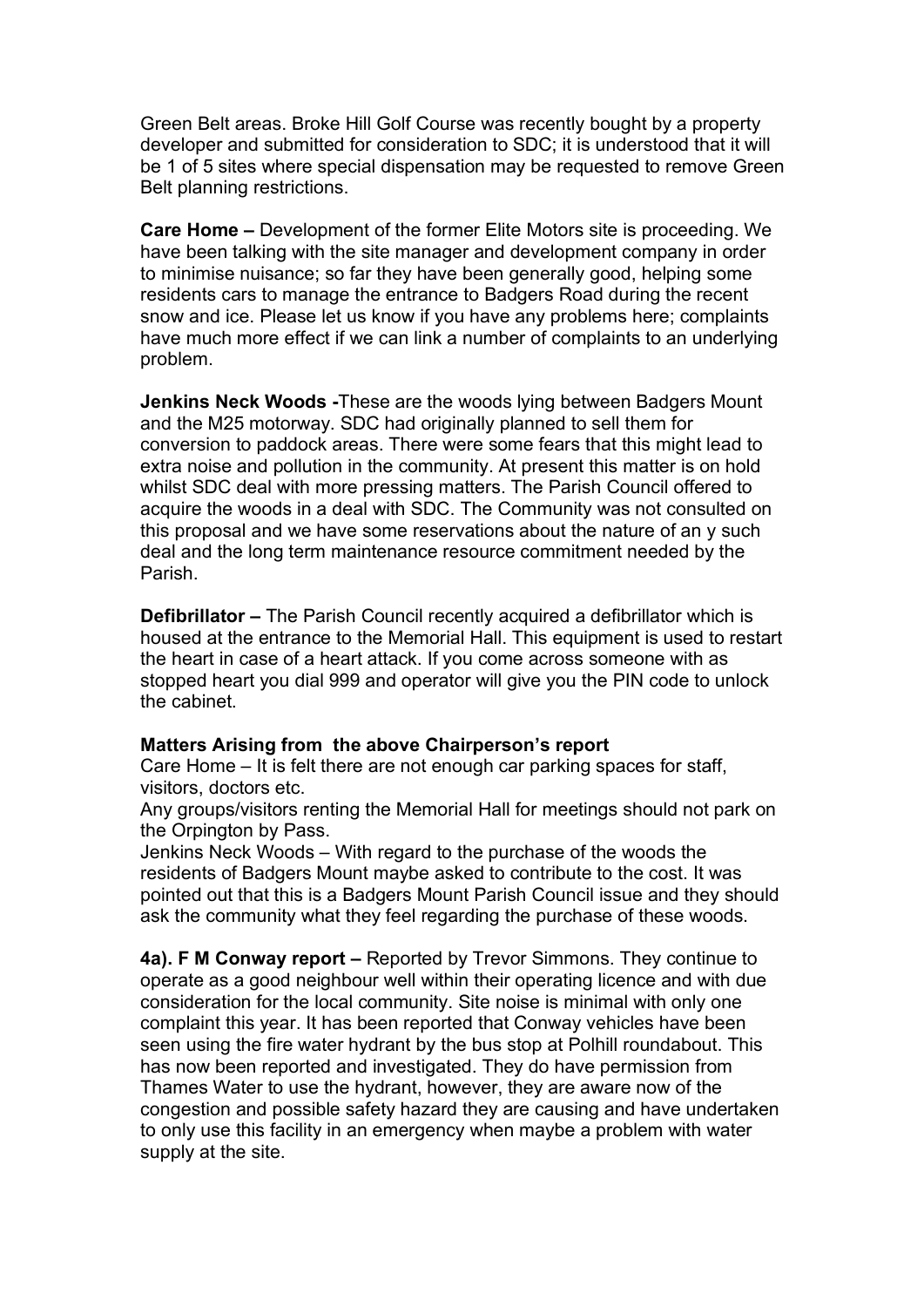Green Belt areas. Broke Hill Golf Course was recently bought by a property developer and submitted for consideration to SDC; it is understood that it will be 1 of 5 sites where special dispensation may be requested to remove Green Belt planning restrictions.

**Care Home –** Development of the former Elite Motors site is proceeding. We have been talking with the site manager and development company in order to minimise nuisance; so far they have been generally good, helping some residents cars to manage the entrance to Badgers Road during the recent snow and ice. Please let us know if you have any problems here; complaints have much more effect if we can link a number of complaints to an underlying problem.

**Jenkins Neck Woods -**These are the woods lying between Badgers Mount and the M25 motorway. SDC had originally planned to sell them for conversion to paddock areas. There were some fears that this might lead to extra noise and pollution in the community. At present this matter is on hold whilst SDC deal with more pressing matters. The Parish Council offered to acquire the woods in a deal with SDC. The Community was not consulted on this proposal and we have some reservations about the nature of an y such deal and the long term maintenance resource commitment needed by the Parish.

**Defibrillator –** The Parish Council recently acquired a defibrillator which is housed at the entrance to the Memorial Hall. This equipment is used to restart the heart in case of a heart attack. If you come across someone with as stopped heart you dial 999 and operator will give you the PIN code to unlock the cabinet.

**Matters Arising from the above Chairperson's report**

Care Home – It is felt there are not enough car parking spaces for staff, visitors, doctors etc.

Any groups/visitors renting the Memorial Hall for meetings should not park on the Orpington by Pass.

Jenkins Neck Woods – With regard to the purchase of the woods the residents of Badgers Mount maybe asked to contribute to the cost. It was pointed out that this is a Badgers Mount Parish Council issue and they should ask the community what they feel regarding the purchase of these woods.

**4a). F M Conway report –** Reported by Trevor Simmons. They continue to operate as a good neighbour well within their operating licence and with due consideration for the local community. Site noise is minimal with only one complaint this year. It has been reported that Conway vehicles have been seen using the fire water hydrant by the bus stop at Polhill roundabout. This has now been reported and investigated. They do have permission from Thames Water to use the hydrant, however, they are aware now of the congestion and possible safety hazard they are causing and have undertaken to only use this facility in an emergency when maybe a problem with water supply at the site.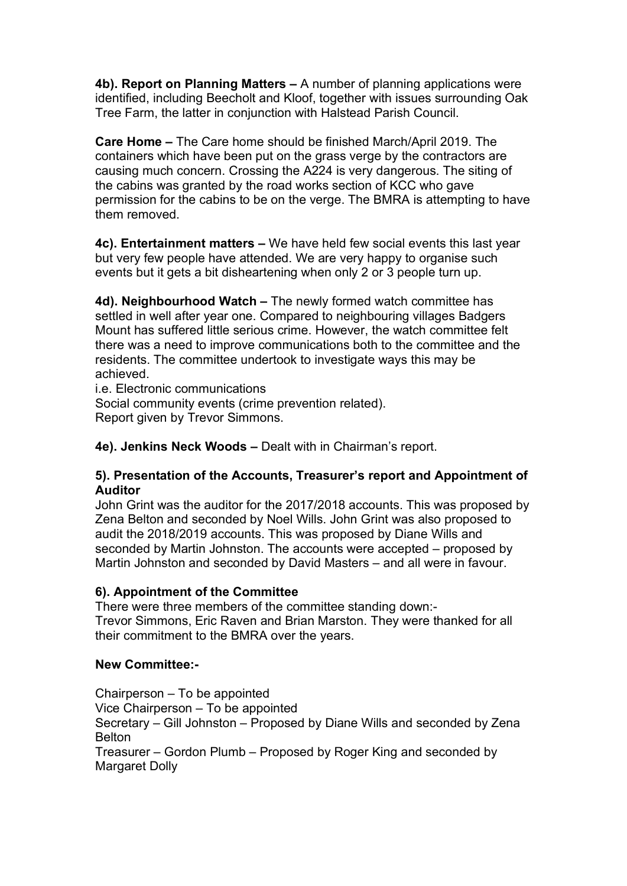**4b). Report on Planning Matters –** A number of planning applications were identified, including Beecholt and Kloof, together with issues surrounding Oak Tree Farm, the latter in conjunction with Halstead Parish Council.

**Care Home –** The Care home should be finished March/April 2019. The containers which have been put on the grass verge by the contractors are causing much concern. Crossing the A224 is very dangerous. The siting of the cabins was granted by the road works section of KCC who gave permission for the cabins to be on the verge. The BMRA is attempting to have them removed.

**4c). Entertainment matters –** We have held few social events this last year but very few people have attended. We are very happy to organise such events but it gets a bit disheartening when only 2 or 3 people turn up.

**4d). Neighbourhood Watch –** The newly formed watch committee has settled in well after year one. Compared to neighbouring villages Badgers Mount has suffered little serious crime. However, the watch committee felt there was a need to improve communications both to the committee and the residents. The committee undertook to investigate ways this may be achieved.
i.e. Electronic communications
Social community events (crime prevention related).
Report given by Trevor Simmons.

**4e). Jenkins Neck Woods –** Dealt with in Chairman's report.

### 5). Presentation of the Accounts, Treasurer's report and Appointment of Auditor

John Grint was the auditor for the 2017/2018 accounts. This was proposed by Zena Belton and seconded by Noel Wills. John Grint was also proposed to audit the 2018/2019 accounts. This was proposed by Diane Wills and seconded by Martin Johnston. The accounts were accepted – proposed by Martin Johnston and seconded by David Masters – and all were in favour.

### 6). Appointment of the Committee

There were three members of the committee standing down:-
Trevor Simmons, Eric Raven and Brian Marston. They were thanked for all their commitment to the BMRA over the years.

**New Committee:-**

Chairperson – To be appointed
Vice Chairperson – To be appointed
Secretary – Gill Johnston – Proposed by Diane Wills and seconded by Zena Belton
Treasurer – Gordon Plumb – Proposed by Roger King and seconded by Margaret Dolly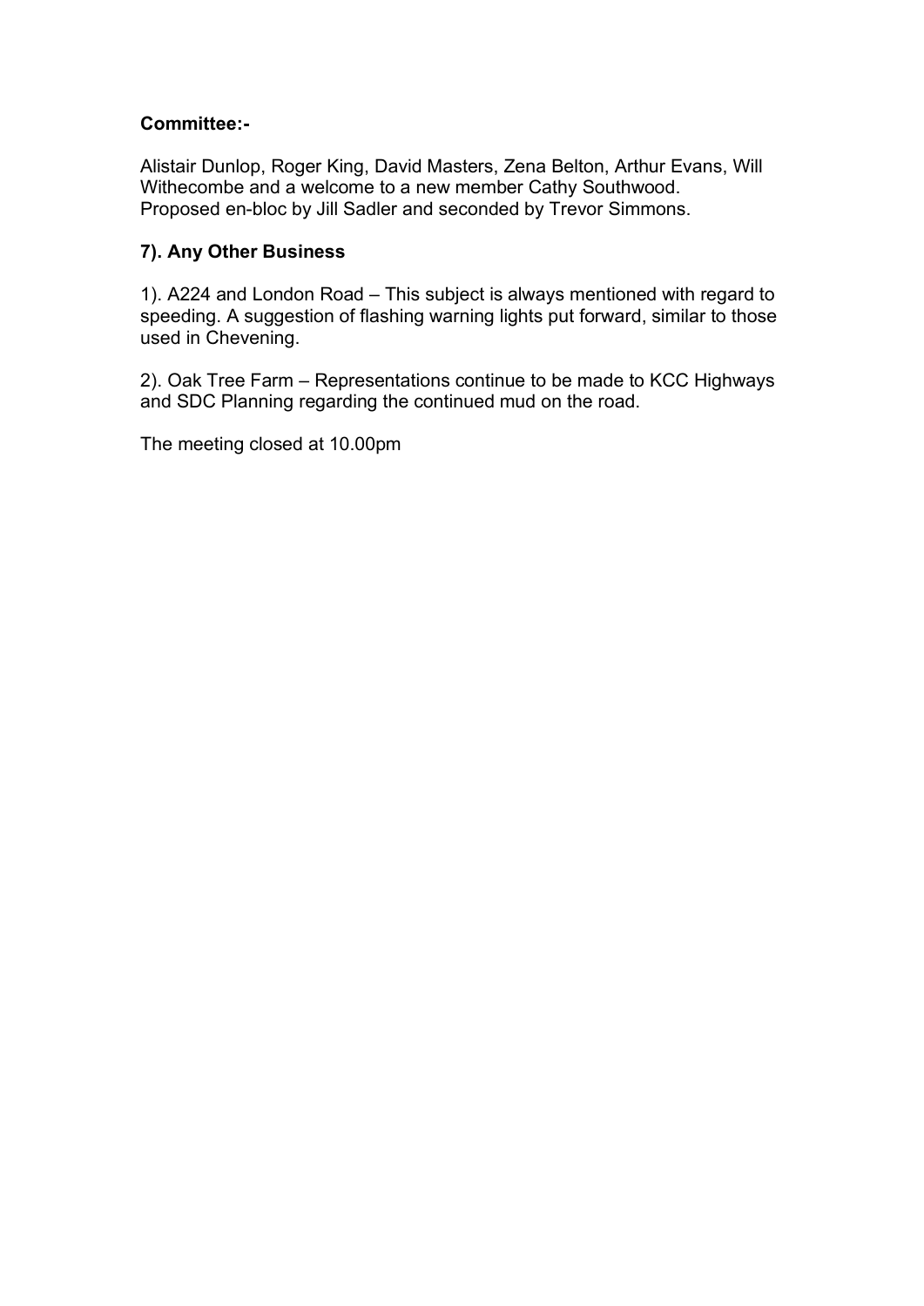**Committee:-**

Alistair Dunlop, Roger King, David Masters, Zena Belton, Arthur Evans, Will Withecombe and a welcome to a new member Cathy Southwood.
Proposed en-bloc by Jill Sadler and seconded by Trevor Simmons.

**7). Any Other Business**

1). A224 and London Road – This subject is always mentioned with regard to speeding. A suggestion of flashing warning lights put forward, similar to those used in Chevening.

2). Oak Tree Farm – Representations continue to be made to KCC Highways and SDC Planning regarding the continued mud on the road.

The meeting closed at 10.00pm